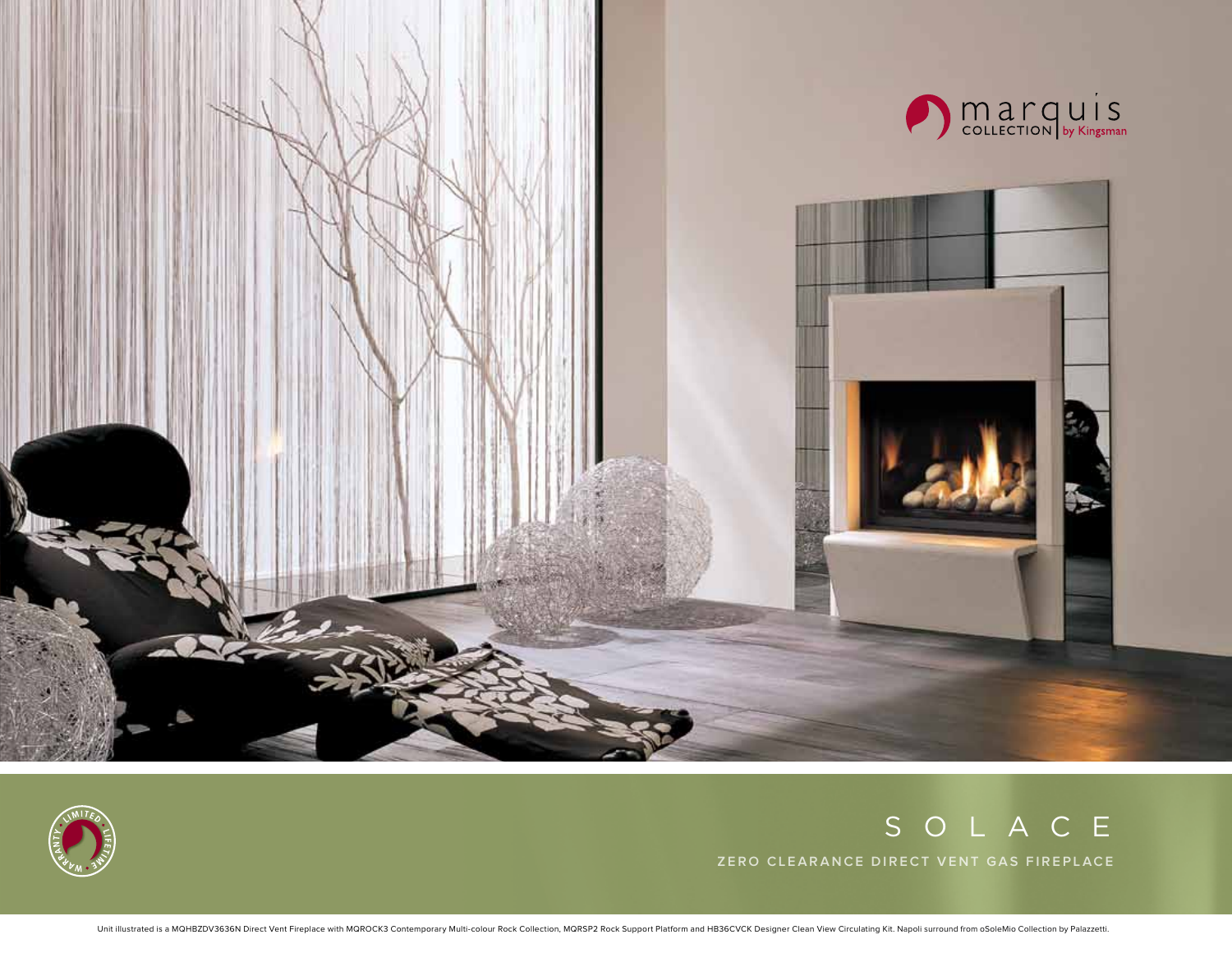marquis COLLECTION | by Kingsman

LIMITED LIFETIME WARRANTY

# S O L A C E

## ZERO CLEARANCE DIRECT VENT GAS FIREPLACE

Unit illustrated is a MQHBZDV3636N Direct Vent Fireplace with MQROCK3 Contemporary Multi-colour Rock Collection, MQRSP2 Rock Support Platform and HB36CVCK Designer Clean View Circulating Kit. Napoli surround from oSoleMio Collection by Palazzetti.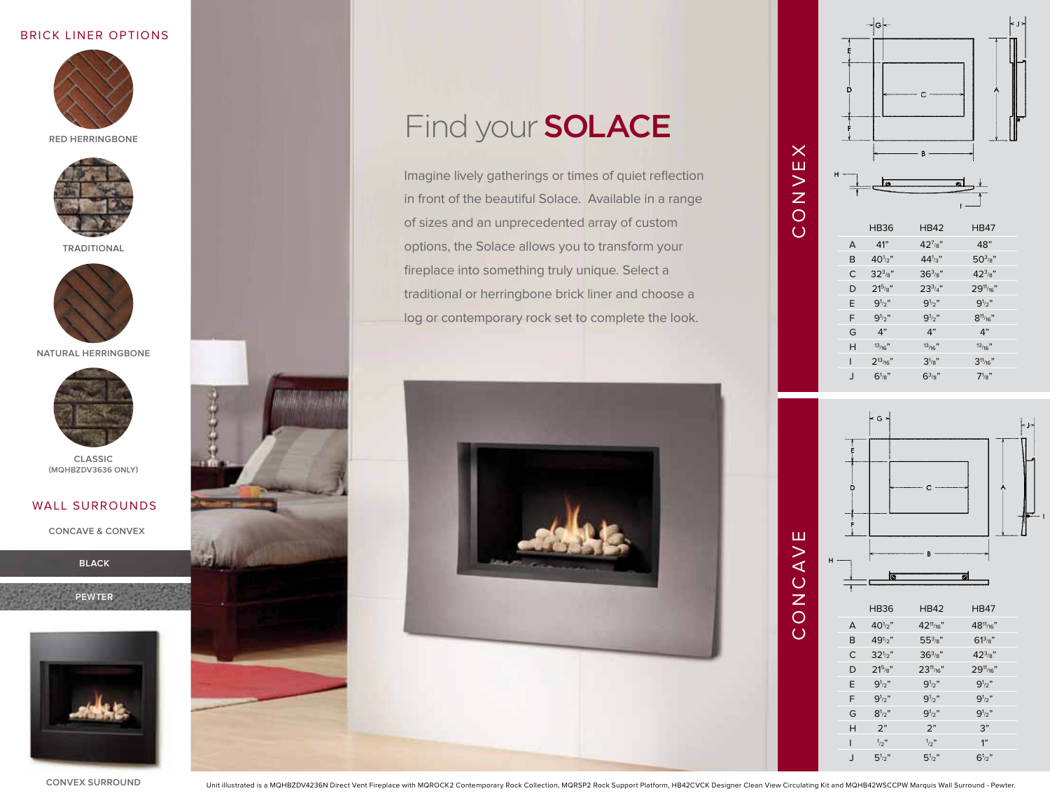## BRICK LINER OPTIONS

RED HERRINGBONE

TRADITIONAL

NATURAL HERRINGBONE

CLASSIC
(MQHBZDV3636 ONLY)

## WALL SURROUNDS

CONCAVE & CONVEX

BLACK

PEWTER

CONVEX SURROUND

# Find your **SOLACE**

Imagine lively gatherings or times of quiet reflection in front of the beautiful Solace. Available in a range of sizes and an unprecedented array of custom options, the Solace allows you to transform your fireplace into something truly unique. Select a traditional or herringbone brick liner and choose a log or contemporary rock set to complete the look.

## CONVEX

| | HB36 | HB42 | HB47 |
|---|---|---|---|
| A | 41" | 42 7/8" | 48" |
| B | 40 1/2" | 44 1/3" | 50 3/8" |
| C | 32 3/8" | 36 3/8" | 42 3/8" |
| D | 21 5/8" | 23 3/4" | 29 11/16" |
| E | 9 1/2" | 9 1/2" | 9 1/2" |
| F | 9 1/2" | 9 1/2" | 8 11/16" |
| G | 4" | 4" | 4" |
| H | 13/16" | 13/16" | 13/16" |
| I | 2 13/16" | 3 1/8" | 3 11/16" |
| J | 6 1/8" | 6 3/8" | 7 1/8" |

## CONCAVE

| | HB36 | HB42 | HB47 |
|---|---|---|---|
| A | 40 1/2" | 42 11/16" | 48 11/16" |
| B | 49 1/2" | 55 3/8" | 61 3/8" |
| C | 32 1/2" | 36 3/8" | 42 3/8" |
| D | 21 5/8" | 23 11/16" | 29 11/16" |
| E | 9 1/2" | 9 1/2" | 9 1/2" |
| F | 9 1/2" | 9 1/2" | 9 1/2" |
| G | 8 1/2" | 9 1/2" | 9 1/2" |
| H | 2" | 2" | 3" |
| I | 1/2" | 1/2" | 1" |
| J | 5 1/2" | 5 1/2" | 6 1/2" |

Unit illustrated is a MQHBZDV4236N Direct Vent Fireplace with MQROCK2 Contemporary Rock Collection, MQRSP2 Rock Support Platform, HB42CVCK Designer Clean View Circulating Kit and MQHB42WSCCPW Marquis Wall Surround - Pewter.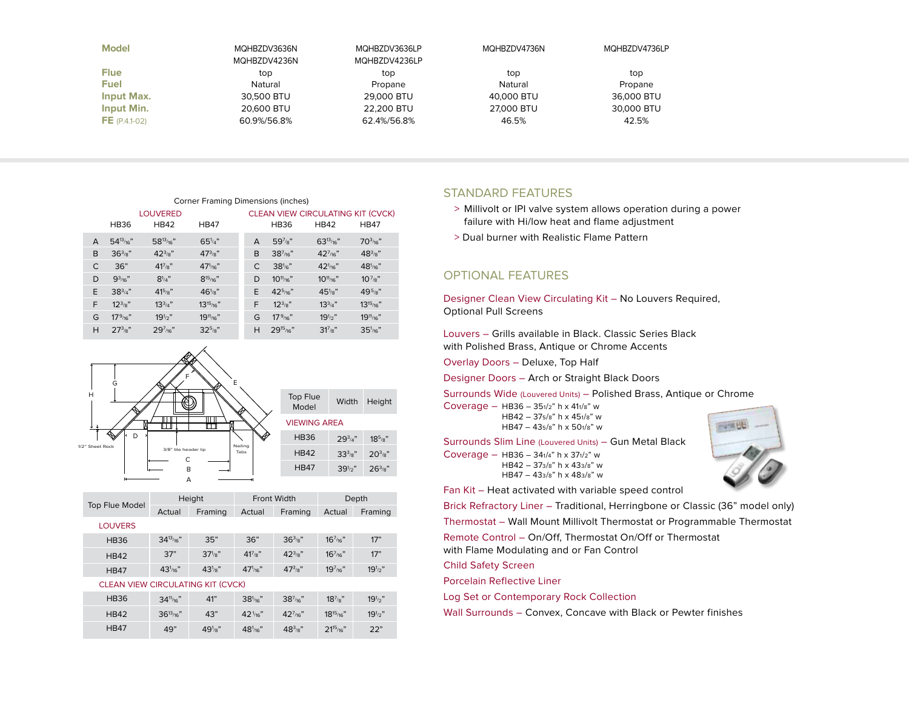| Model | MQHBZDV3636N MQHBZDV4236N | MQHBZDV3636LP MQHBZDV4236LP | MQHBZDV4736N | MQHBZDV4736LP |
|---|---|---|---|---|
| Flue | top | top | top | top |
| Fuel | Natural | Propane | Natural | Propane |
| Input Max. | 30,500 BTU | 29,000 BTU | 40,000 BTU | 36,000 BTU |
| Input Min. | 20,600 BTU | 22,200 BTU | 27,000 BTU | 30,000 BTU |
| FE (P.4.1-02) | 60.9%/56.8% | 62.4%/56.8% | 46.5% | 42.5% |

Corner Framing Dimensions (inches)

| | LOUVERED | | | | CLEAN VIEW CIRCULATING KIT (CVCK) | | |
|---|---|---|---|---|---|---|---|
| | HB36 | HB42 | HB47 | | HB36 | HB42 | HB47 |
| A | 54 13/16" | 58 13/16" | 65 1/4" | A | 59 7/8" | 63 13/16" | 70 3/16" |
| B | 36 3/8" | 42 3/8" | 47 3/8" | B | 38 7/16" | 42 7/16" | 48 3/8" |
| C | 36" | 41 7/8" | 47 1/16" | C | 38 1/16" | 42 1/16" | 48 1/16" |
| D | 9 3/16" | 8 1/4" | 8 15/16" | D | 10 11/16" | 10 11/16" | 10 7/8" |
| E | 38 3/4" | 41 5/8" | 46 1/8" | E | 42 5/16" | 45 1/8" | 49 5/8" |
| F | 12 3/8" | 13 3/4" | 13 15/16" | F | 12 3/8" | 13 3/4" | 13 15/16" |
| G | 17 9/16" | 19 1/2" | 19 11/16" | G | 17 9/16" | 19 1/2" | 19 11/16" |
| H | 27 3/8" | 29 7/16" | 32 5/8" | H | 29 15/16" | 31 7/8" | 35 1/16" |

1/2" Sheet Rock — 3/8" tile header lip — Nailing Tabs

| Top Flue Model | Width | Height |
|---|---|---|
| VIEWING AREA | | |
| HB36 | 29 3/4" | 18 5/8" |
| HB42 | 33 3/8" | 20 3/8" |
| HB47 | 39 1/2" | 26 3/8" |

| Top Flue Model | Height | | Front Width | | Depth | |
|---|---|---|---|---|---|---|
| | Actual | Framing | Actual | Framing | Actual | Framing |
| LOUVERS | | | | | | |
| HB36 | 34 13/16" | 35" | 36" | 36 3/8" | 16 7/16" | 17" |
| HB42 | 37" | 37 1/8" | 41 7/8" | 42 3/8" | 16 7/16" | 17" |
| HB47 | 43 1/16" | 43 1/8" | 47 1/16" | 47 3/8" | 19 7/16" | 19 1/2" |
| CLEAN VIEW CIRCULATING KIT (CVCK) | | | | | | |
| HB36 | 34 11/16" | 41" | 38 1/16" | 38 7/16" | 18 7/8" | 19 1/2" |
| HB42 | 36 13/16" | 43" | 42 1/16" | 42 7/16" | 18 15/16" | 19 1/2" |
| HB47 | 49" | 49 1/8" | 48 1/16" | 48 3/8" | 21 15/16" | 22" |

## STANDARD FEATURES

> Millivolt or IPI valve system allows operation during a power failure with Hi/low heat and flame adjustment

> Dual burner with Realistic Flame Pattern

## OPTIONAL FEATURES

Designer Clean View Circulating Kit – No Louvers Required, Optional Pull Screens

Louvers – Grills available in Black. Classic Series Black with Polished Brass, Antique or Chrome Accents

Overlay Doors – Deluxe, Top Half

Designer Doors – Arch or Straight Black Doors

Surrounds Wide (Louvered Units) – Polished Brass, Antique or Chrome

Coverage –
- HB36 – 35 1/2" h x 41 1/8" w
- HB42 – 37 5/8" h x 45 1/8" w
- HB47 – 43 5/8" h x 50 1/8" w

Surrounds Slim Line (Louvered Units) – Gun Metal Black

Coverage –
- HB36 – 34 1/4" h x 37 1/2" w
- HB42 – 37 3/8" h x 43 3/8" w
- HB47 – 43 3/8" h x 48 3/8" w

Fan Kit – Heat activated with variable speed control

Brick Refractory Liner – Traditional, Herringbone or Classic (36" model only)

Thermostat – Wall Mount Millivolt Thermostat or Programmable Thermostat

Remote Control – On/Off, Thermostat On/Off or Thermostat with Flame Modulating and or Fan Control

Child Safety Screen

Porcelain Reflective Liner

Log Set or Contemporary Rock Collection

Wall Surrounds – Convex, Concave with Black or Pewter finishes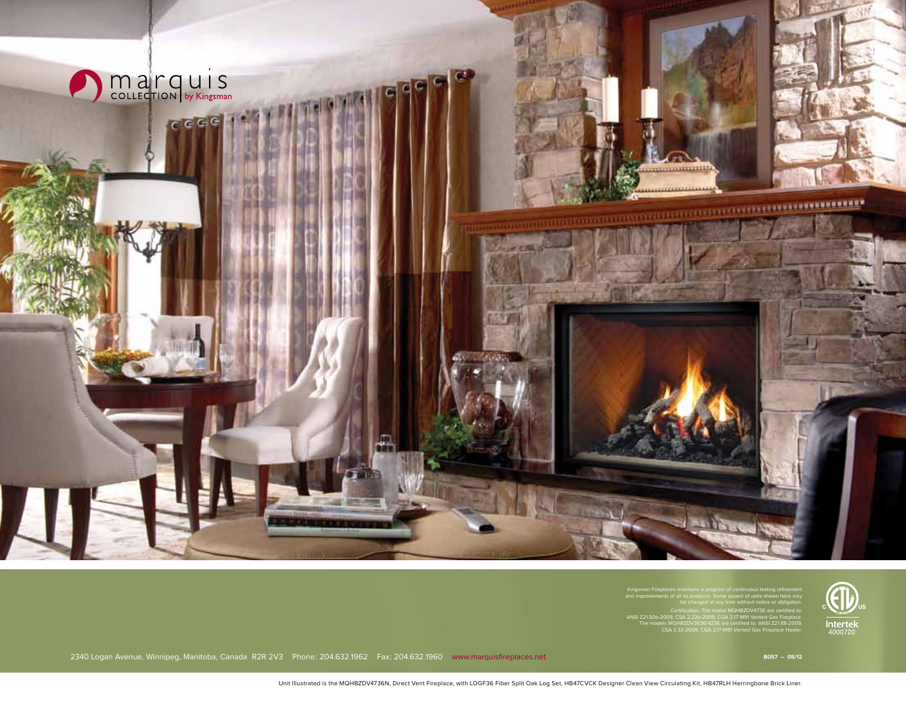marquis COLLECTION | by Kingsman

Kingsman Fireplaces maintains a program of continuous testing refinement and improvements of all its products. Some aspect of units shown here may be changed at any time without notice or obligation.

Certification: The model MQHBZDV4736 are certified to: ANSI Z21.50b-2009, CSA 2.22b-2009, CGA 2.17-M91 Vented Gas Fireplace. The models MQHBZDV3636/4236 are certified to: ANSI Z21.88-2009, CSA 2.33-2009, CGA 2.17-M91 Vented Gas Fireplace Heater.

C ETL LISTED US
Intertek
4000720

2340 Logan Avenue, Winnipeg, Manitoba, Canada R2R 2V3 Phone: 204.632.1962 Fax: 204.632.1960 www.marquisfireplaces.net

B057 – 05/12

Unit Illustrated is the MQHBZDV4736N, Direct Vent Fireplace, with LOGF36 Fiber Split Oak Log Set, HB47CVCK Designer Clean View Circulating Kit, HB47RLH Herringbone Brick Liner.